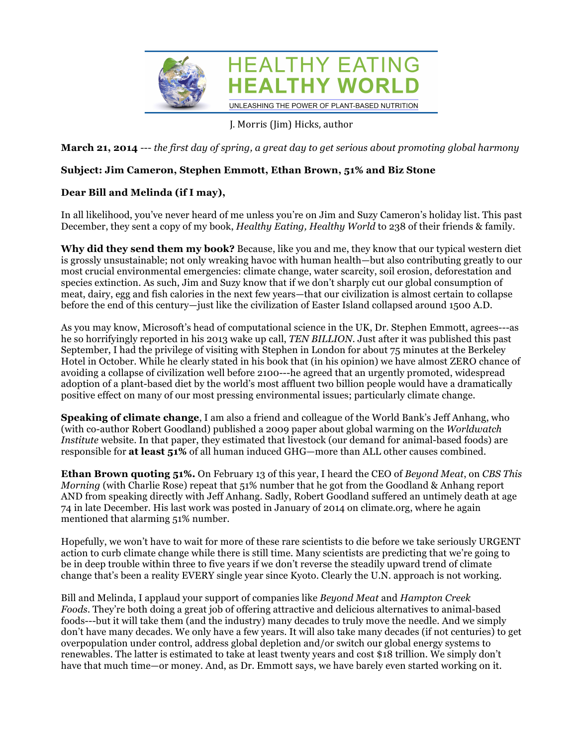# HEALTHY EATING HEALTHY WORLD

UNLEASHING THE POWER OF PLANT-BASED NUTRITION

J. Morris (Jim) Hicks, author

**March 21, 2014** --- *the first day of spring, a great day to get serious about promoting global harmony*

**Subject: Jim Cameron, Stephen Emmott, Ethan Brown, 51% and Biz Stone**

**Dear Bill and Melinda (if I may),**

In all likelihood, you've never heard of me unless you're on Jim and Suzy Cameron's holiday list. This past December, they sent a copy of my book, *Healthy Eating, Healthy World* to 238 of their friends & family.

**Why did they send them my book?** Because, like you and me, they know that our typical western diet is grossly unsustainable; not only wreaking havoc with human health—but also contributing greatly to our most crucial environmental emergencies: climate change, water scarcity, soil erosion, deforestation and species extinction. As such, Jim and Suzy know that if we don't sharply cut our global consumption of meat, dairy, egg and fish calories in the next few years—that our civilization is almost certain to collapse before the end of this century—just like the civilization of Easter Island collapsed around 1500 A.D.

As you may know, Microsoft's head of computational science in the UK, Dr. Stephen Emmott, agrees---as he so horrifyingly reported in his 2013 wake up call, *TEN BILLION*. Just after it was published this past September, I had the privilege of visiting with Stephen in London for about 75 minutes at the Berkeley Hotel in October. While he clearly stated in his book that (in his opinion) we have almost ZERO chance of avoiding a collapse of civilization well before 2100---he agreed that an urgently promoted, widespread adoption of a plant-based diet by the world's most affluent two billion people would have a dramatically positive effect on many of our most pressing environmental issues; particularly climate change.

**Speaking of climate change**, I am also a friend and colleague of the World Bank's Jeff Anhang, who (with co-author Robert Goodland) published a 2009 paper about global warming on the *Worldwatch Institute* website. In that paper, they estimated that livestock (our demand for animal-based foods) are responsible for **at least 51%** of all human induced GHG—more than ALL other causes combined.

**Ethan Brown quoting 51%.** On February 13 of this year, I heard the CEO of *Beyond Meat*, on *CBS This Morning* (with Charlie Rose) repeat that 51% number that he got from the Goodland & Anhang report AND from speaking directly with Jeff Anhang. Sadly, Robert Goodland suffered an untimely death at age 74 in late December. His last work was posted in January of 2014 on climate.org, where he again mentioned that alarming 51% number.

Hopefully, we won't have to wait for more of these rare scientists to die before we take seriously URGENT action to curb climate change while there is still time. Many scientists are predicting that we're going to be in deep trouble within three to five years if we don't reverse the steadily upward trend of climate change that's been a reality EVERY single year since Kyoto. Clearly the U.N. approach is not working.

Bill and Melinda, I applaud your support of companies like *Beyond Meat* and *Hampton Creek Foods*. They're both doing a great job of offering attractive and delicious alternatives to animal-based foods---but it will take them (and the industry) many decades to truly move the needle. And we simply don't have many decades. We only have a few years. It will also take many decades (if not centuries) to get overpopulation under control, address global depletion and/or switch our global energy systems to renewables. The latter is estimated to take at least twenty years and cost $18 trillion. We simply don't have that much time—or money. And, as Dr. Emmott says, we have barely even started working on it.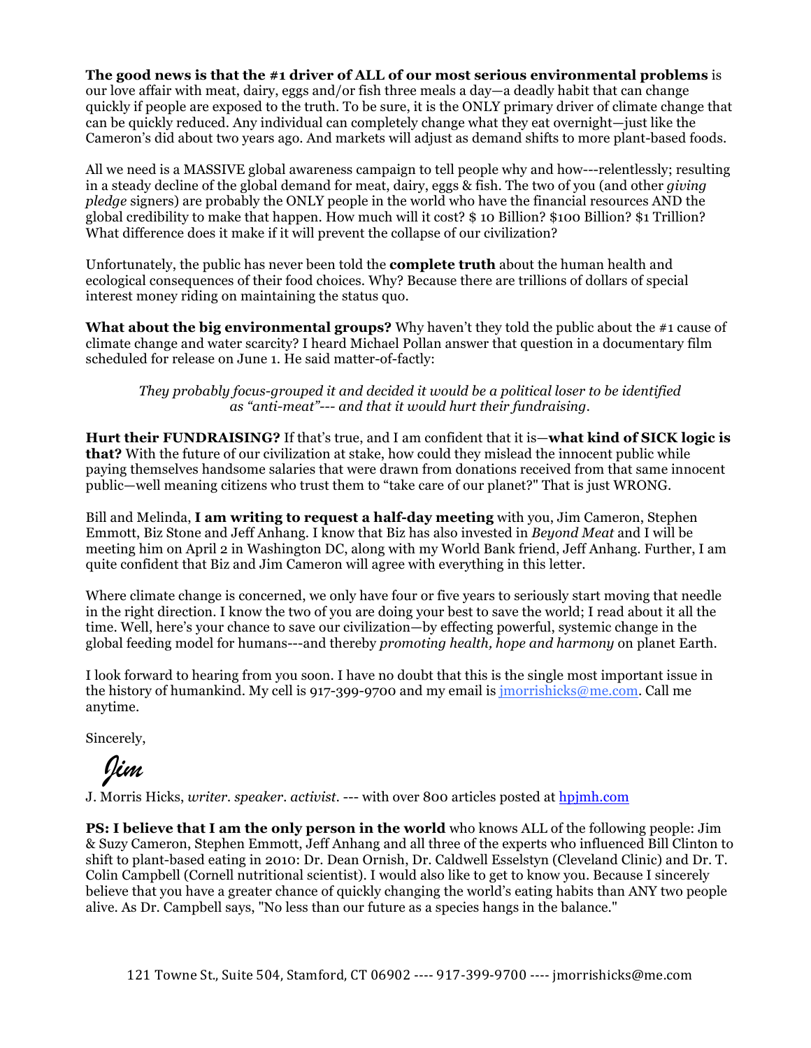**The good news is that the #1 driver of ALL of our most serious environmental problems** is our love affair with meat, dairy, eggs and/or fish three meals a day—a deadly habit that can change quickly if people are exposed to the truth. To be sure, it is the ONLY primary driver of climate change that can be quickly reduced. Any individual can completely change what they eat overnight—just like the Cameron's did about two years ago. And markets will adjust as demand shifts to more plant-based foods.

All we need is a MASSIVE global awareness campaign to tell people why and how---relentlessly; resulting in a steady decline of the global demand for meat, dairy, eggs & fish. The two of you (and other *giving pledge* signers) are probably the ONLY people in the world who have the financial resources AND the global credibility to make that happen. How much will it cost? $ 10 Billion? $100 Billion? $1 Trillion? What difference does it make if it will prevent the collapse of our civilization?

Unfortunately, the public has never been told the **complete truth** about the human health and ecological consequences of their food choices. Why? Because there are trillions of dollars of special interest money riding on maintaining the status quo.

**What about the big environmental groups?** Why haven't they told the public about the #1 cause of climate change and water scarcity? I heard Michael Pollan answer that question in a documentary film scheduled for release on June 1. He said matter-of-factly:

> *They probably focus-grouped it and decided it would be a political loser to be identified as "anti-meat"--- and that it would hurt their fundraising.*

**Hurt their FUNDRAISING?** If that's true, and I am confident that it is—**what kind of SICK logic is that?** With the future of our civilization at stake, how could they mislead the innocent public while paying themselves handsome salaries that were drawn from donations received from that same innocent public—well meaning citizens who trust them to "take care of our planet?" That is just WRONG.

Bill and Melinda, **I am writing to request a half-day meeting** with you, Jim Cameron, Stephen Emmott, Biz Stone and Jeff Anhang. I know that Biz has also invested in *Beyond Meat* and I will be meeting him on April 2 in Washington DC, along with my World Bank friend, Jeff Anhang. Further, I am quite confident that Biz and Jim Cameron will agree with everything in this letter.

Where climate change is concerned, we only have four or five years to seriously start moving that needle in the right direction. I know the two of you are doing your best to save the world; I read about it all the time. Well, here's your chance to save our civilization—by effecting powerful, systemic change in the global feeding model for humans---and thereby *promoting health, hope and harmony* on planet Earth.

I look forward to hearing from you soon. I have no doubt that this is the single most important issue in the history of humankind. My cell is 917-399-9700 and my email is jmorrishicks@me.com. Call me anytime.

Sincerely,

*Jim*

J. Morris Hicks, *writer. speaker. activist*. --- with over 800 articles posted at hpjmh.com

**PS: I believe that I am the only person in the world** who knows ALL of the following people: Jim & Suzy Cameron, Stephen Emmott, Jeff Anhang and all three of the experts who influenced Bill Clinton to shift to plant-based eating in 2010: Dr. Dean Ornish, Dr. Caldwell Esselstyn (Cleveland Clinic) and Dr. T. Colin Campbell (Cornell nutritional scientist). I would also like to get to know you. Because I sincerely believe that you have a greater chance of quickly changing the world's eating habits than ANY two people alive. As Dr. Campbell says, "No less than our future as a species hangs in the balance."

121 Towne St., Suite 504, Stamford, CT 06902 ---- 917-399-9700 ---- jmorrishicks@me.com